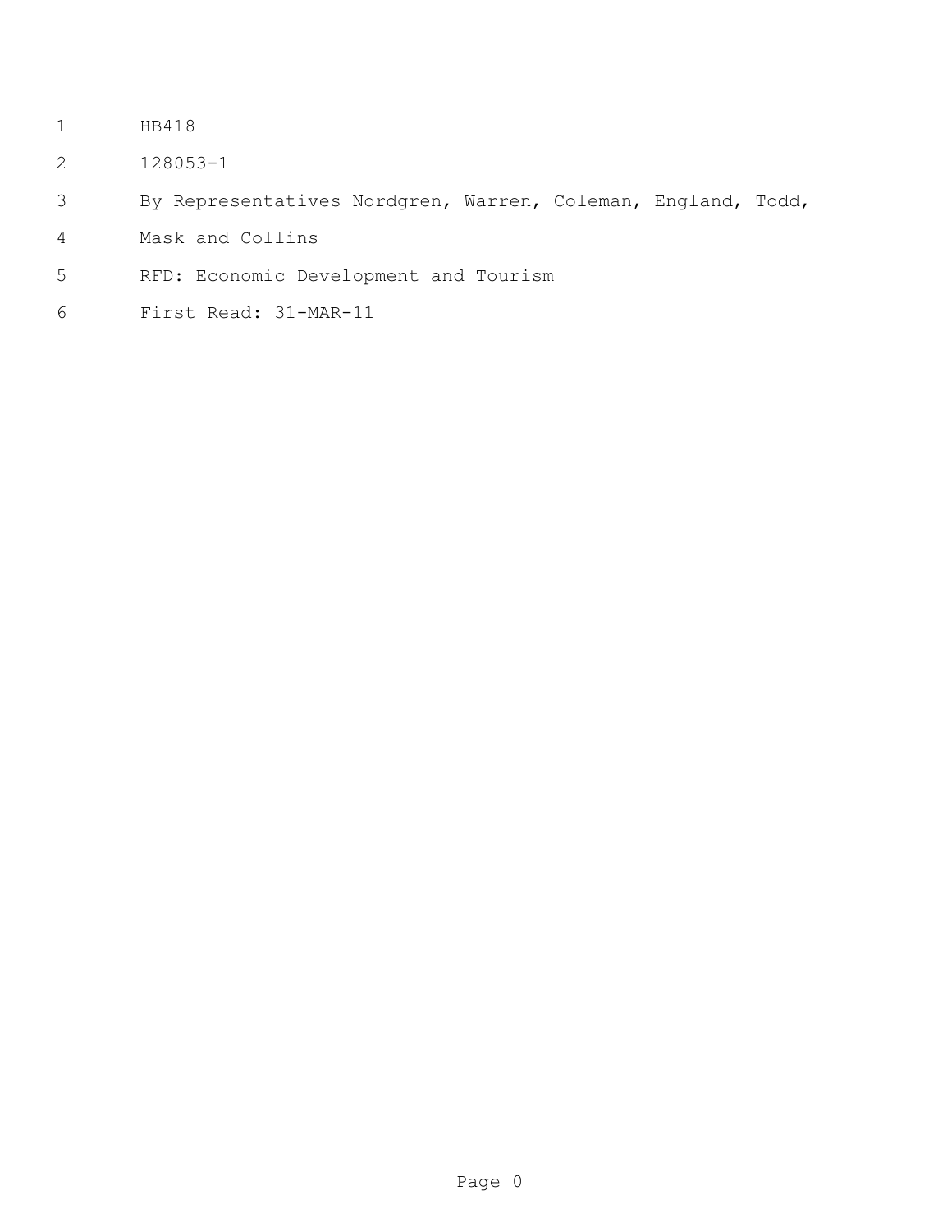HB418

128053-1

By Representatives Nordgren, Warren, Coleman, England, Todd, Mask and Collins

RFD: Economic Development and Tourism

First Read: 31-MAR-11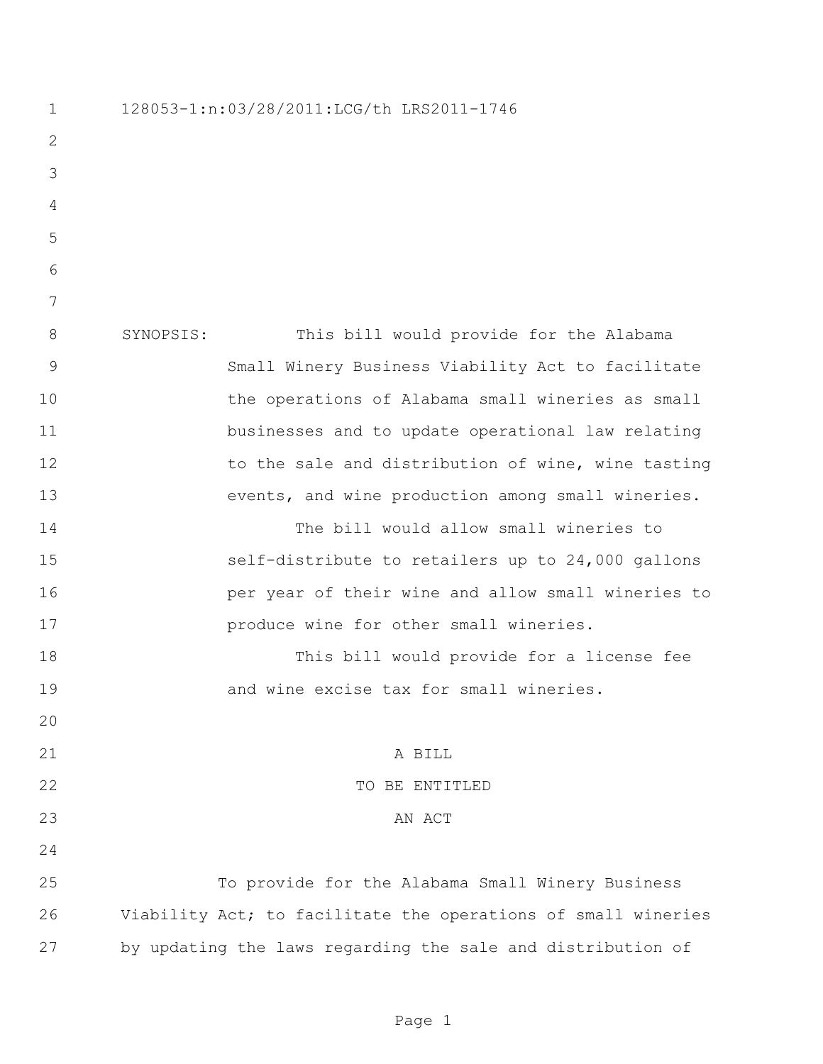128053-1:n:03/28/2011:LCG/th LRS2011-1746

SYNOPSIS: This bill would provide for the Alabama Small Winery Business Viability Act to facilitate the operations of Alabama small wineries as small businesses and to update operational law relating to the sale and distribution of wine, wine tasting events, and wine production among small wineries.

The bill would allow small wineries to self-distribute to retailers up to 24,000 gallons per year of their wine and allow small wineries to produce wine for other small wineries.

This bill would provide for a license fee and wine excise tax for small wineries.

A BILL

TO BE ENTITLED

AN ACT

To provide for the Alabama Small Winery Business Viability Act; to facilitate the operations of small wineries by updating the laws regarding the sale and distribution of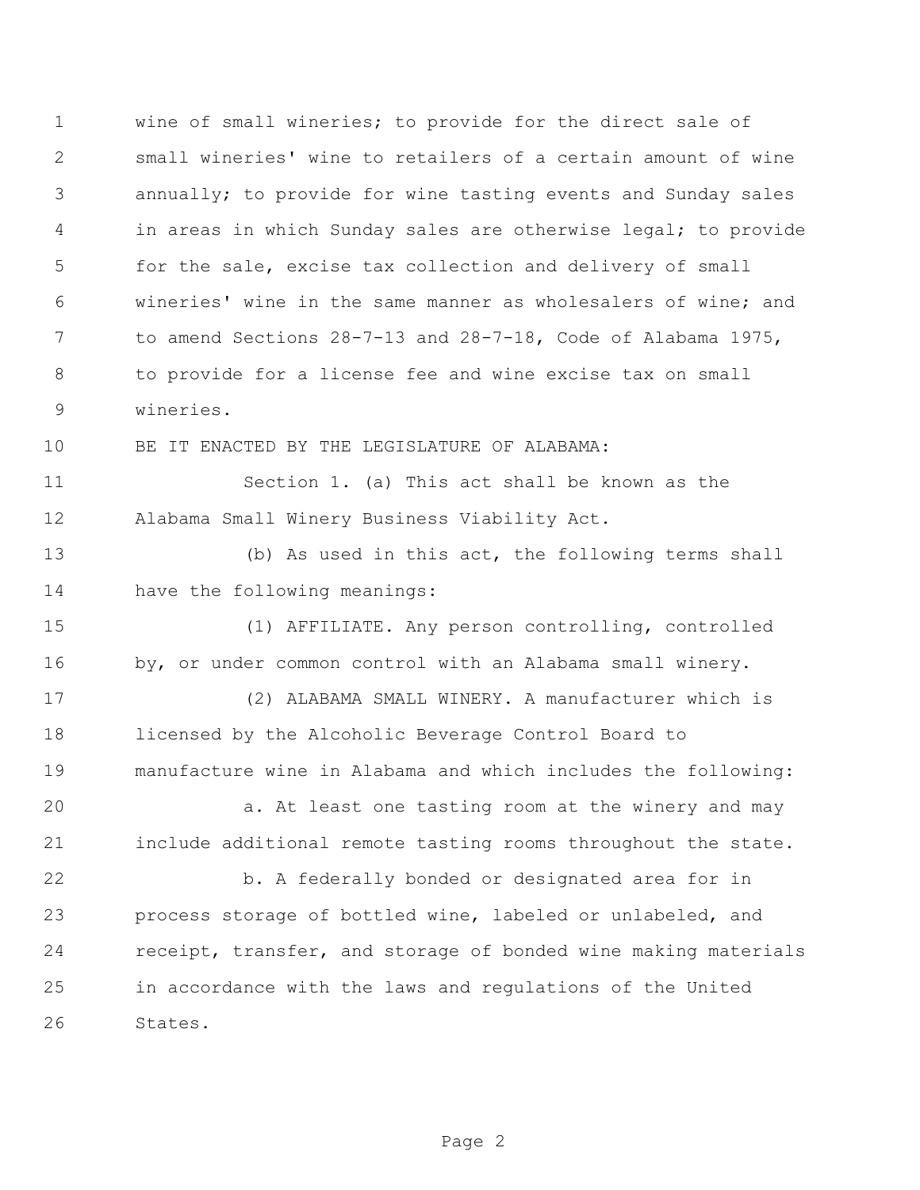wine of small wineries; to provide for the direct sale of small wineries' wine to retailers of a certain amount of wine annually; to provide for wine tasting events and Sunday sales in areas in which Sunday sales are otherwise legal; to provide for the sale, excise tax collection and delivery of small wineries' wine in the same manner as wholesalers of wine; and to amend Sections 28-7-13 and 28-7-18, Code of Alabama 1975, to provide for a license fee and wine excise tax on small wineries.

BE IT ENACTED BY THE LEGISLATURE OF ALABAMA:

Section 1. (a) This act shall be known as the Alabama Small Winery Business Viability Act.

(b) As used in this act, the following terms shall have the following meanings:

(1) AFFILIATE. Any person controlling, controlled by, or under common control with an Alabama small winery.

(2) ALABAMA SMALL WINERY. A manufacturer which is licensed by the Alcoholic Beverage Control Board to manufacture wine in Alabama and which includes the following:

a. At least one tasting room at the winery and may include additional remote tasting rooms throughout the state.

b. A federally bonded or designated area for in process storage of bottled wine, labeled or unlabeled, and receipt, transfer, and storage of bonded wine making materials in accordance with the laws and regulations of the United States.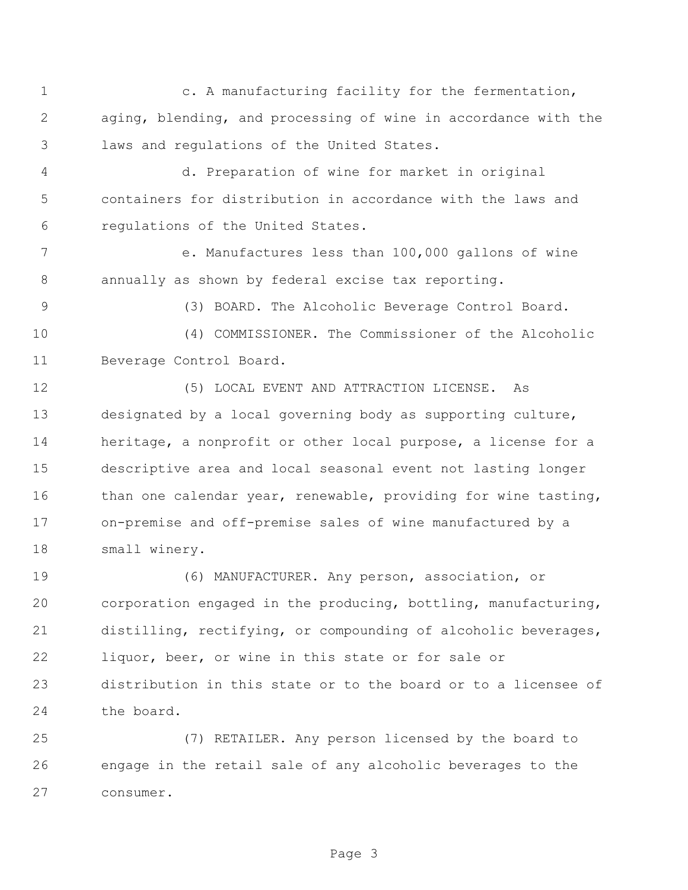c. A manufacturing facility for the fermentation, aging, blending, and processing of wine in accordance with the laws and regulations of the United States.

d. Preparation of wine for market in original containers for distribution in accordance with the laws and regulations of the United States.

e. Manufactures less than 100,000 gallons of wine annually as shown by federal excise tax reporting.

(3) BOARD. The Alcoholic Beverage Control Board.

(4) COMMISSIONER. The Commissioner of the Alcoholic Beverage Control Board.

(5) LOCAL EVENT AND ATTRACTION LICENSE. As designated by a local governing body as supporting culture, heritage, a nonprofit or other local purpose, a license for a descriptive area and local seasonal event not lasting longer than one calendar year, renewable, providing for wine tasting, on-premise and off-premise sales of wine manufactured by a small winery.

(6) MANUFACTURER. Any person, association, or corporation engaged in the producing, bottling, manufacturing, distilling, rectifying, or compounding of alcoholic beverages, liquor, beer, or wine in this state or for sale or distribution in this state or to the board or to a licensee of the board.

(7) RETAILER. Any person licensed by the board to engage in the retail sale of any alcoholic beverages to the consumer.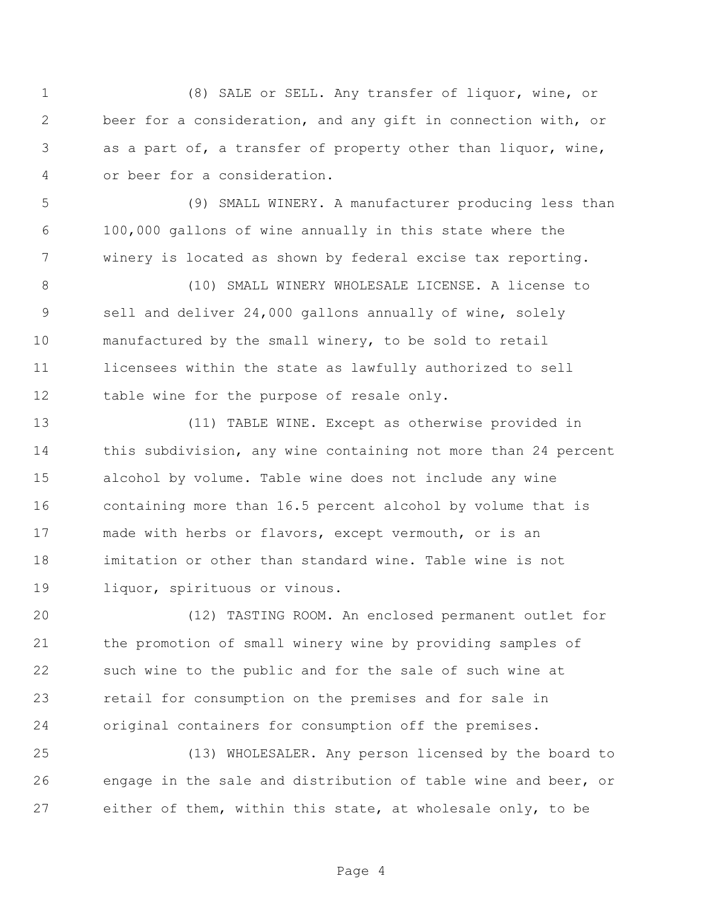(8) SALE or SELL. Any transfer of liquor, wine, or beer for a consideration, and any gift in connection with, or as a part of, a transfer of property other than liquor, wine, or beer for a consideration.

(9) SMALL WINERY. A manufacturer producing less than 100,000 gallons of wine annually in this state where the winery is located as shown by federal excise tax reporting.

(10) SMALL WINERY WHOLESALE LICENSE. A license to sell and deliver 24,000 gallons annually of wine, solely manufactured by the small winery, to be sold to retail licensees within the state as lawfully authorized to sell table wine for the purpose of resale only.

(11) TABLE WINE. Except as otherwise provided in this subdivision, any wine containing not more than 24 percent alcohol by volume. Table wine does not include any wine containing more than 16.5 percent alcohol by volume that is made with herbs or flavors, except vermouth, or is an imitation or other than standard wine. Table wine is not liquor, spirituous or vinous.

(12) TASTING ROOM. An enclosed permanent outlet for the promotion of small winery wine by providing samples of such wine to the public and for the sale of such wine at retail for consumption on the premises and for sale in original containers for consumption off the premises.

(13) WHOLESALER. Any person licensed by the board to engage in the sale and distribution of table wine and beer, or either of them, within this state, at wholesale only, to be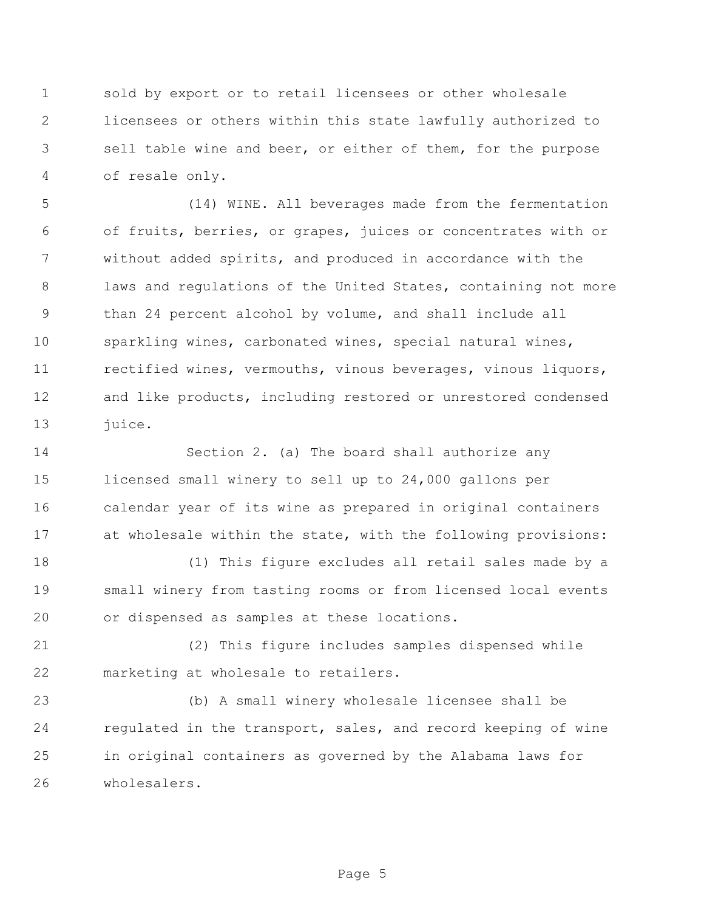sold by export or to retail licensees or other wholesale licensees or others within this state lawfully authorized to sell table wine and beer, or either of them, for the purpose of resale only.

(14) WINE. All beverages made from the fermentation of fruits, berries, or grapes, juices or concentrates with or without added spirits, and produced in accordance with the laws and regulations of the United States, containing not more than 24 percent alcohol by volume, and shall include all sparkling wines, carbonated wines, special natural wines, rectified wines, vermouths, vinous beverages, vinous liquors, and like products, including restored or unrestored condensed juice.

Section 2. (a) The board shall authorize any licensed small winery to sell up to 24,000 gallons per calendar year of its wine as prepared in original containers at wholesale within the state, with the following provisions:

(1) This figure excludes all retail sales made by a small winery from tasting rooms or from licensed local events or dispensed as samples at these locations.

(2) This figure includes samples dispensed while marketing at wholesale to retailers.

(b) A small winery wholesale licensee shall be regulated in the transport, sales, and record keeping of wine in original containers as governed by the Alabama laws for wholesalers.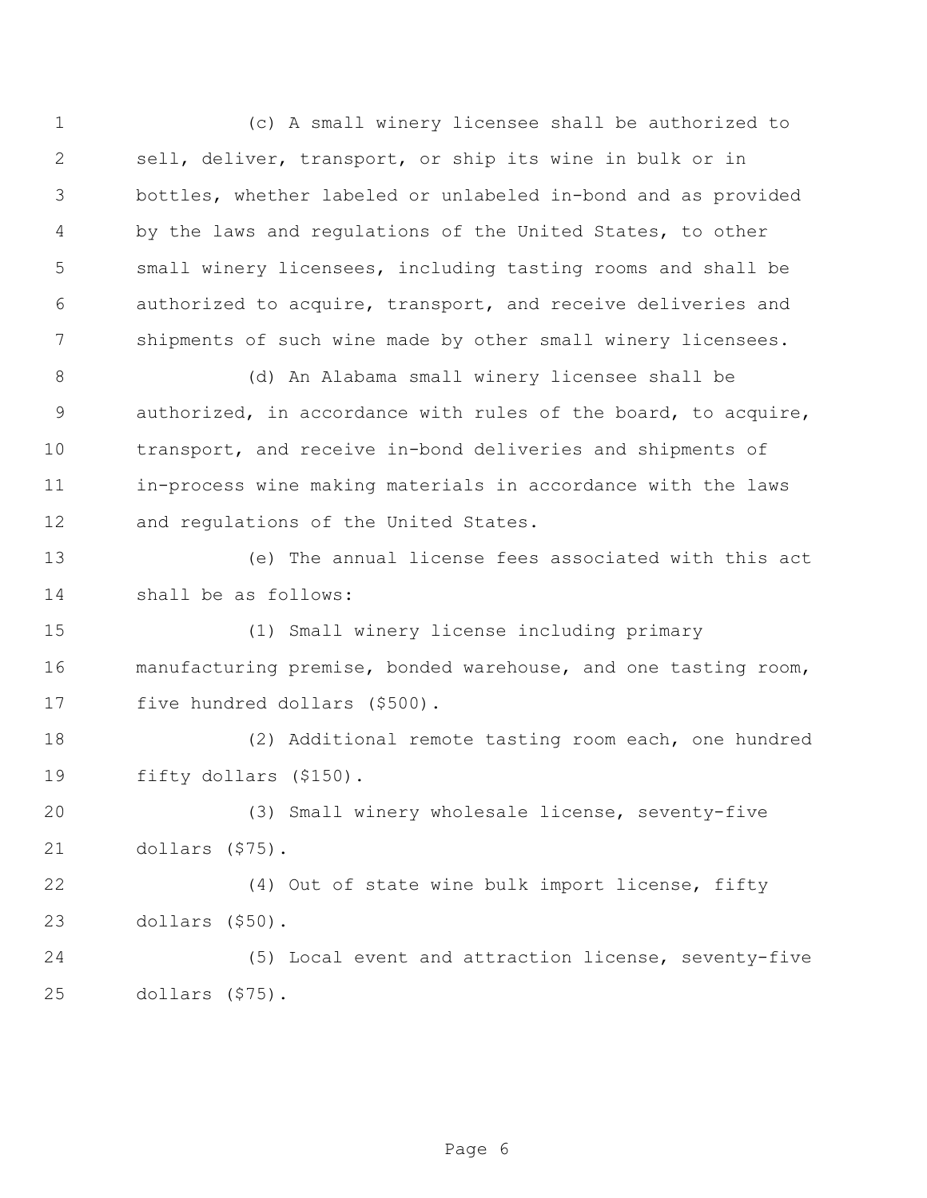(c) A small winery licensee shall be authorized to sell, deliver, transport, or ship its wine in bulk or in bottles, whether labeled or unlabeled in-bond and as provided by the laws and regulations of the United States, to other small winery licensees, including tasting rooms and shall be authorized to acquire, transport, and receive deliveries and shipments of such wine made by other small winery licensees.

(d) An Alabama small winery licensee shall be authorized, in accordance with rules of the board, to acquire, transport, and receive in-bond deliveries and shipments of in-process wine making materials in accordance with the laws and regulations of the United States.

(e) The annual license fees associated with this act shall be as follows:

(1) Small winery license including primary manufacturing premise, bonded warehouse, and one tasting room, five hundred dollars ($500).

(2) Additional remote tasting room each, one hundred fifty dollars ($150).

(3) Small winery wholesale license, seventy-five dollars ($75).

(4) Out of state wine bulk import license, fifty dollars ($50).

(5) Local event and attraction license, seventy-five dollars ($75).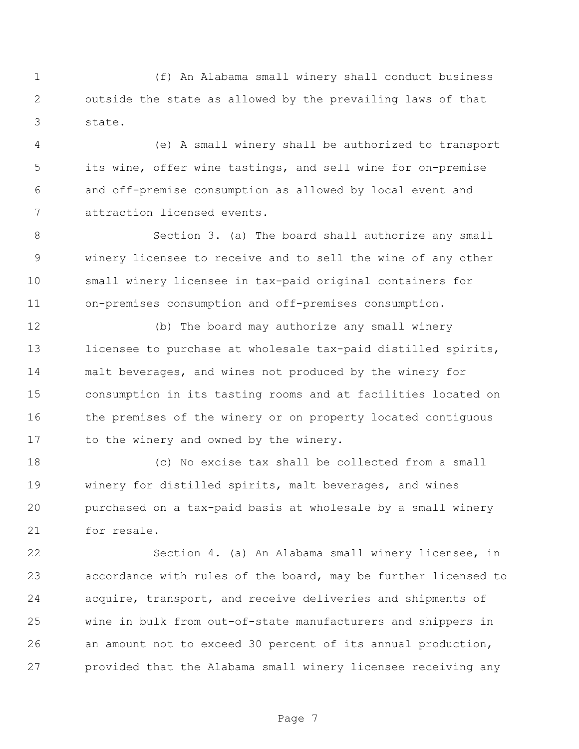(f) An Alabama small winery shall conduct business outside the state as allowed by the prevailing laws of that state.

(e) A small winery shall be authorized to transport its wine, offer wine tastings, and sell wine for on-premise and off-premise consumption as allowed by local event and attraction licensed events.

Section 3. (a) The board shall authorize any small winery licensee to receive and to sell the wine of any other small winery licensee in tax-paid original containers for on-premises consumption and off-premises consumption.

(b) The board may authorize any small winery licensee to purchase at wholesale tax-paid distilled spirits, malt beverages, and wines not produced by the winery for consumption in its tasting rooms and at facilities located on the premises of the winery or on property located contiguous to the winery and owned by the winery.

(c) No excise tax shall be collected from a small winery for distilled spirits, malt beverages, and wines purchased on a tax-paid basis at wholesale by a small winery for resale.

Section 4. (a) An Alabama small winery licensee, in accordance with rules of the board, may be further licensed to acquire, transport, and receive deliveries and shipments of wine in bulk from out-of-state manufacturers and shippers in an amount not to exceed 30 percent of its annual production, provided that the Alabama small winery licensee receiving any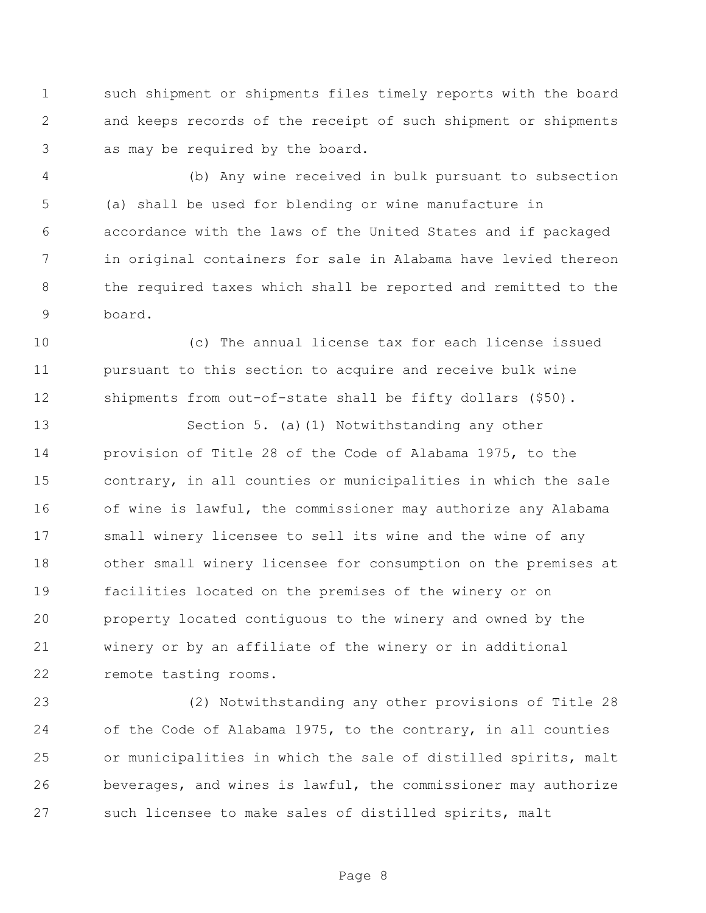such shipment or shipments files timely reports with the board and keeps records of the receipt of such shipment or shipments as may be required by the board.

(b) Any wine received in bulk pursuant to subsection (a) shall be used for blending or wine manufacture in accordance with the laws of the United States and if packaged in original containers for sale in Alabama have levied thereon the required taxes which shall be reported and remitted to the board.

(c) The annual license tax for each license issued pursuant to this section to acquire and receive bulk wine shipments from out-of-state shall be fifty dollars ($50).

Section 5. (a)(1) Notwithstanding any other provision of Title 28 of the Code of Alabama 1975, to the contrary, in all counties or municipalities in which the sale of wine is lawful, the commissioner may authorize any Alabama small winery licensee to sell its wine and the wine of any other small winery licensee for consumption on the premises at facilities located on the premises of the winery or on property located contiguous to the winery and owned by the winery or by an affiliate of the winery or in additional remote tasting rooms.

(2) Notwithstanding any other provisions of Title 28 of the Code of Alabama 1975, to the contrary, in all counties or municipalities in which the sale of distilled spirits, malt beverages, and wines is lawful, the commissioner may authorize such licensee to make sales of distilled spirits, malt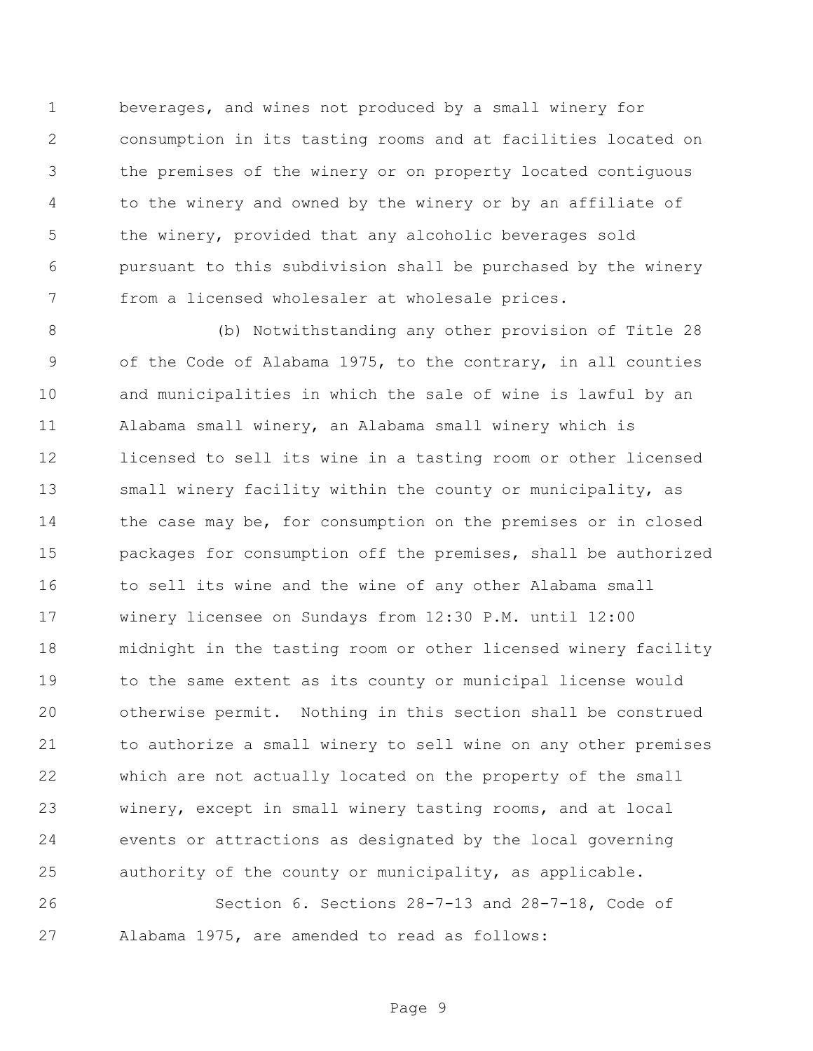beverages, and wines not produced by a small winery for consumption in its tasting rooms and at facilities located on the premises of the winery or on property located contiguous to the winery and owned by the winery or by an affiliate of the winery, provided that any alcoholic beverages sold pursuant to this subdivision shall be purchased by the winery from a licensed wholesaler at wholesale prices.

(b) Notwithstanding any other provision of Title 28 of the Code of Alabama 1975, to the contrary, in all counties and municipalities in which the sale of wine is lawful by an Alabama small winery, an Alabama small winery which is licensed to sell its wine in a tasting room or other licensed small winery facility within the county or municipality, as the case may be, for consumption on the premises or in closed packages for consumption off the premises, shall be authorized to sell its wine and the wine of any other Alabama small winery licensee on Sundays from 12:30 P.M. until 12:00 midnight in the tasting room or other licensed winery facility to the same extent as its county or municipal license would otherwise permit. Nothing in this section shall be construed to authorize a small winery to sell wine on any other premises which are not actually located on the property of the small winery, except in small winery tasting rooms, and at local events or attractions as designated by the local governing authority of the county or municipality, as applicable.

Section 6. Sections 28-7-13 and 28-7-18, Code of Alabama 1975, are amended to read as follows: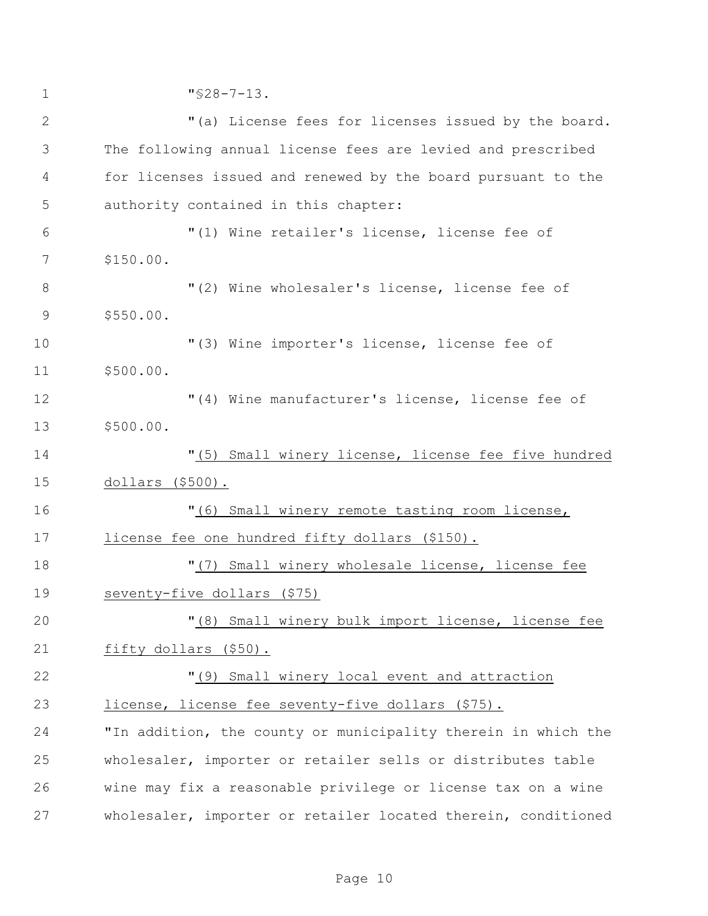"§28-7-13.

"(a) License fees for licenses issued by the board. The following annual license fees are levied and prescribed for licenses issued and renewed by the board pursuant to the authority contained in this chapter:

"(1) Wine retailer's license, license fee of $150.00.

"(2) Wine wholesaler's license, license fee of $550.00.

"(3) Wine importer's license, license fee of $500.00.

"(4) Wine manufacturer's license, license fee of $500.00.

"(5) Small winery license, license fee five hundred dollars ($500).

"(6) Small winery remote tasting room license, license fee one hundred fifty dollars ($150).

"(7) Small winery wholesale license, license fee seventy-five dollars ($75)

"(8) Small winery bulk import license, license fee fifty dollars ($50).

"(9) Small winery local event and attraction license, license fee seventy-five dollars ($75).

"In addition, the county or municipality therein in which the wholesaler, importer or retailer sells or distributes table wine may fix a reasonable privilege or license tax on a wine wholesaler, importer or retailer located therein, conditioned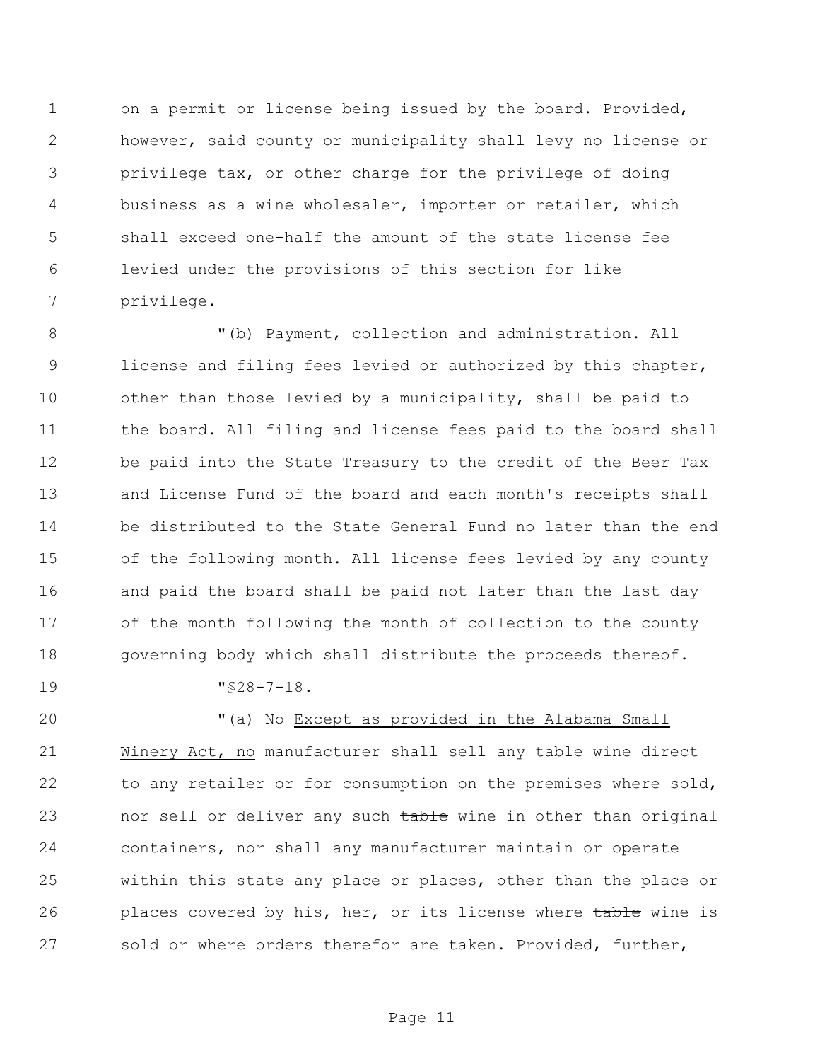on a permit or license being issued by the board. Provided, however, said county or municipality shall levy no license or privilege tax, or other charge for the privilege of doing business as a wine wholesaler, importer or retailer, which shall exceed one-half the amount of the state license fee levied under the provisions of this section for like privilege.

"(b) Payment, collection and administration. All license and filing fees levied or authorized by this chapter, other than those levied by a municipality, shall be paid to the board. All filing and license fees paid to the board shall be paid into the State Treasury to the credit of the Beer Tax and License Fund of the board and each month's receipts shall be distributed to the State General Fund no later than the end of the following month. All license fees levied by any county and paid the board shall be paid not later than the last day of the month following the month of collection to the county governing body which shall distribute the proceeds thereof.

"§28-7-18.

"(a) ~~No~~ Except as provided in the Alabama Small Winery Act, no manufacturer shall sell any table wine direct to any retailer or for consumption on the premises where sold, nor sell or deliver any such ~~table~~ wine in other than original containers, nor shall any manufacturer maintain or operate within this state any place or places, other than the place or places covered by his, her, or its license where ~~table~~ wine is sold or where orders therefor are taken. Provided, further,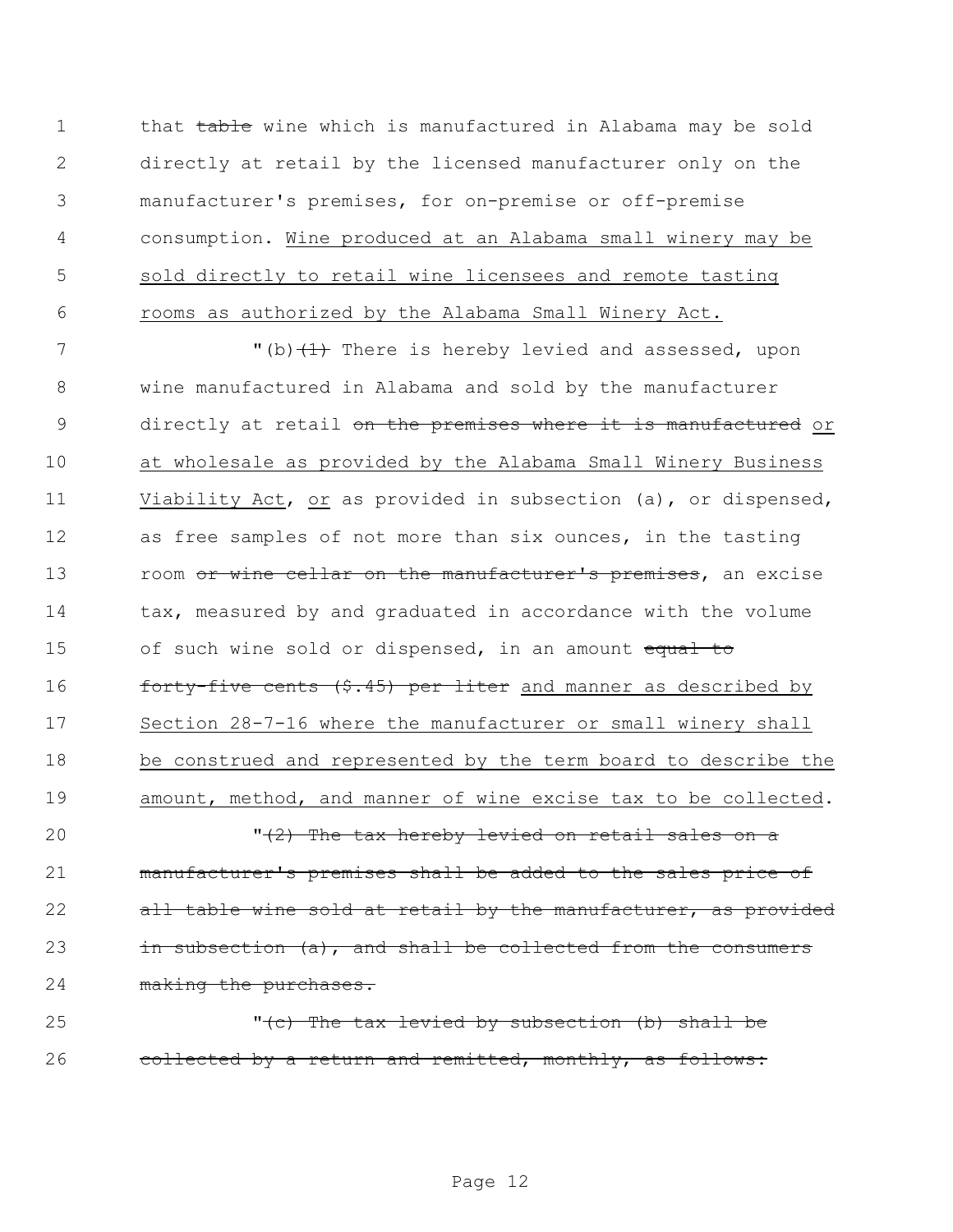that ~~table~~ wine which is manufactured in Alabama may be sold directly at retail by the licensed manufacturer only on the manufacturer's premises, for on-premise or off-premise consumption. <u>Wine produced at an Alabama small winery may be sold directly to retail wine licensees and remote tasting rooms as authorized by the Alabama Small Winery Act.</u>

"(b) ~~(1)~~ There is hereby levied and assessed, upon wine manufactured in Alabama and sold by the manufacturer directly at retail ~~on the premises where it is manufactured~~ <u>or at wholesale as provided by the Alabama Small Winery Business Viability Act</u>, <u>or</u> as provided in subsection (a), or dispensed, as free samples of not more than six ounces, in the tasting room ~~or wine cellar on the manufacturer's premises~~, an excise tax, measured by and graduated in accordance with the volume of such wine sold or dispensed, in an amount ~~equal to forty-five cents ($.45) per liter~~ <u>and manner as described by Section 28-7-16 where the manufacturer or small winery shall be construed and represented by the term board to describe the amount, method, and manner of wine excise tax to be collected</u>.

"~~(2) The tax hereby levied on retail sales on a manufacturer's premises shall be added to the sales price of all table wine sold at retail by the manufacturer, as provided in subsection (a), and shall be collected from the consumers making the purchases.~~

"~~(c) The tax levied by subsection (b) shall be collected by a return and remitted, monthly, as follows:~~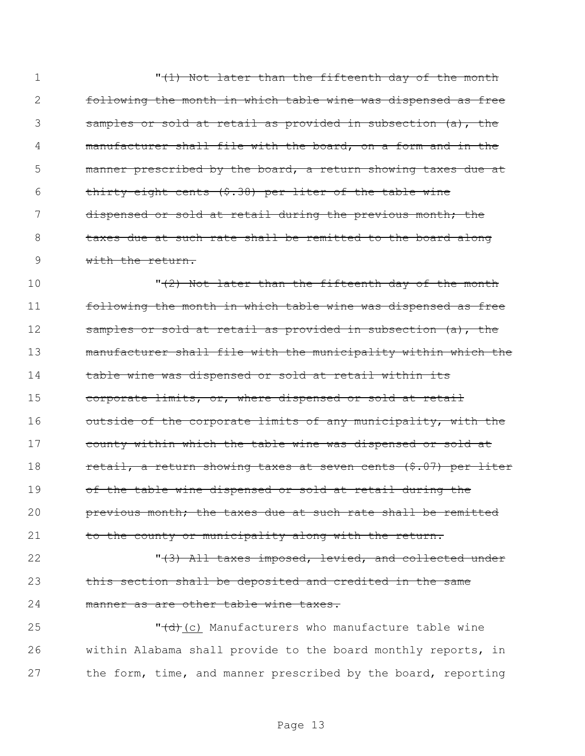"~~(1) Not later than the fifteenth day of the month following the month in which table wine was dispensed as free samples or sold at retail as provided in subsection (a), the manufacturer shall file with the board, on a form and in the manner prescribed by the board, a return showing taxes due at thirty-eight cents ($.38) per liter of the table wine dispensed or sold at retail during the previous month; the taxes due at such rate shall be remitted to the board along with the return.~~

"~~(2) Not later than the fifteenth day of the month following the month in which table wine was dispensed as free samples or sold at retail as provided in subsection (a), the manufacturer shall file with the municipality within which the table wine was dispensed or sold at retail within its corporate limits, or, where dispensed or sold at retail outside of the corporate limits of any municipality, with the county within which the table wine was dispensed or sold at retail, a return showing taxes at seven cents ($.07) per liter of the table wine dispensed or sold at retail during the previous month; the taxes due at such rate shall be remitted to the county or municipality along with the return.~~

"~~(3) All taxes imposed, levied, and collected under this section shall be deposited and credited in the same manner as are other table wine taxes.~~

"~~(d)~~<u>(c)</u> Manufacturers who manufacture table wine within Alabama shall provide to the board monthly reports, in the form, time, and manner prescribed by the board, reporting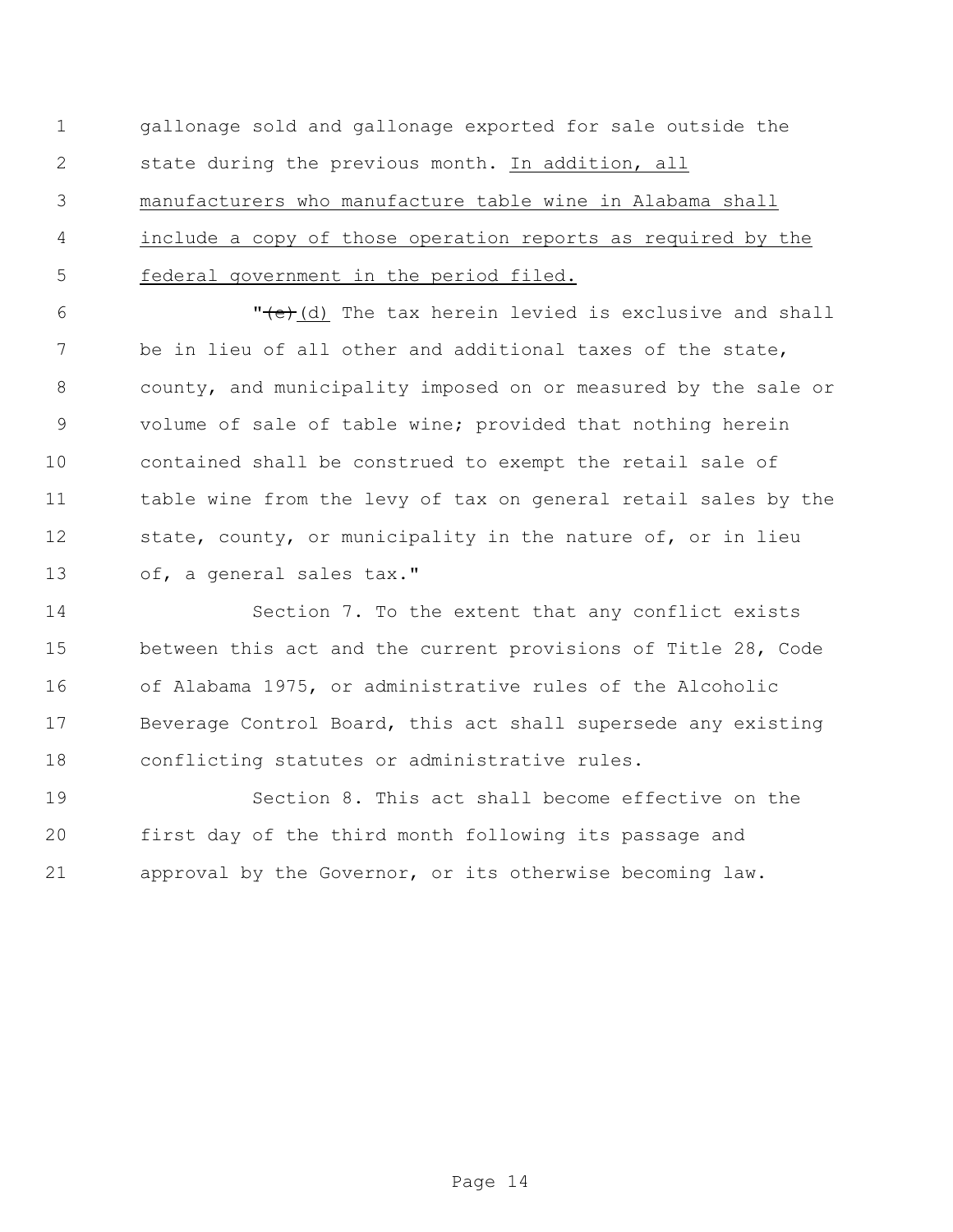gallonage sold and gallonage exported for sale outside the state during the previous month. <u>In addition, all manufacturers who manufacture table wine in Alabama shall include a copy of those operation reports as required by the federal government in the period filed.</u>

"~~(c)~~<u>(d)</u> The tax herein levied is exclusive and shall be in lieu of all other and additional taxes of the state, county, and municipality imposed on or measured by the sale or volume of sale of table wine; provided that nothing herein contained shall be construed to exempt the retail sale of table wine from the levy of tax on general retail sales by the state, county, or municipality in the nature of, or in lieu of, a general sales tax."

Section 7. To the extent that any conflict exists between this act and the current provisions of Title 28, Code of Alabama 1975, or administrative rules of the Alcoholic Beverage Control Board, this act shall supersede any existing conflicting statutes or administrative rules.

Section 8. This act shall become effective on the first day of the third month following its passage and approval by the Governor, or its otherwise becoming law.